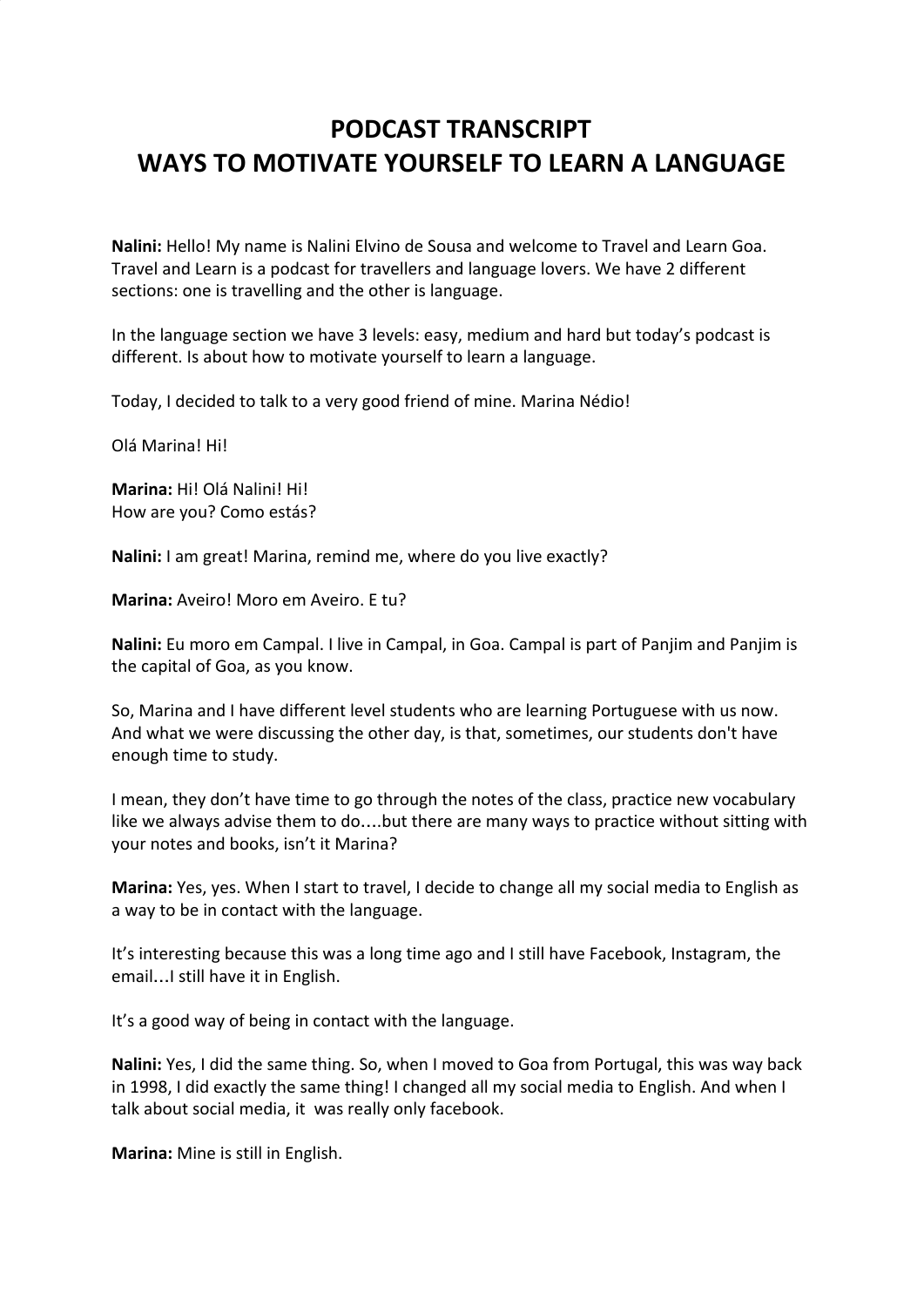# PODCAST TRANSCRIPT
# WAYS TO MOTIVATE YOURSELF TO LEARN A LANGUAGE

**Nalini:** Hello! My name is Nalini Elvino de Sousa and welcome to Travel and Learn Goa. Travel and Learn is a podcast for travellers and language lovers. We have 2 different sections: one is travelling and the other is language.

In the language section we have 3 levels: easy, medium and hard but today's podcast is different. Is about how to motivate yourself to learn a language.

Today, I decided to talk to a very good friend of mine. Marina Nédio!

Olá Marina! Hi!

**Marina:** Hi! Olá Nalini! Hi!
How are you? Como estás?

**Nalini:** I am great! Marina, remind me, where do you live exactly?

**Marina:** Aveiro! Moro em Aveiro. E tu?

**Nalini:** Eu moro em Campal. I live in Campal, in Goa. Campal is part of Panjim and Panjim is the capital of Goa, as you know.

So, Marina and I have different level students who are learning Portuguese with us now. And what we were discussing the other day, is that, sometimes, our students don't have enough time to study.

I mean, they don't have time to go through the notes of the class, practice new vocabulary like we always advise them to do….but there are many ways to practice without sitting with your notes and books, isn't it Marina?

**Marina:** Yes, yes. When I start to travel, I decide to change all my social media to English as a way to be in contact with the language.

It's interesting because this was a long time ago and I still have Facebook, Instagram, the email…I still have it in English.

It's a good way of being in contact with the language.

**Nalini:** Yes, I did the same thing. So, when I moved to Goa from Portugal, this was way back in 1998, I did exactly the same thing! I changed all my social media to English. And when I talk about social media, it was really only facebook.

**Marina:** Mine is still in English.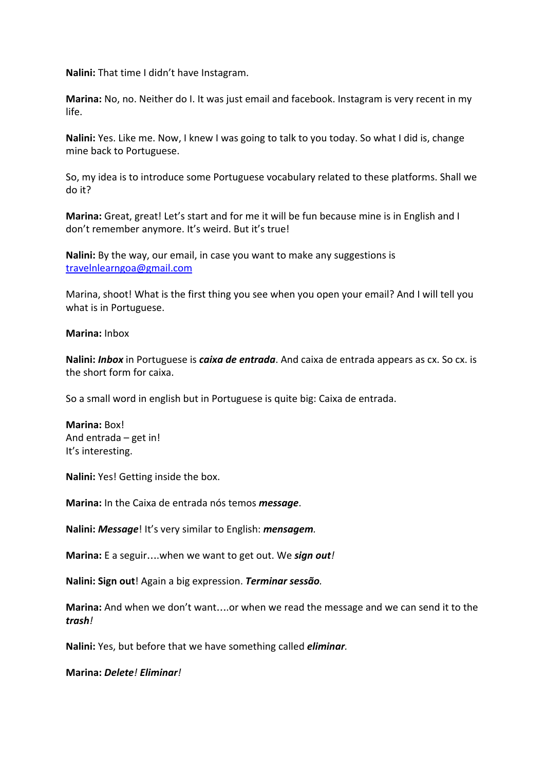**Nalini:** That time I didn't have Instagram.

**Marina:** No, no. Neither do I. It was just email and facebook. Instagram is very recent in my life.

**Nalini:** Yes. Like me. Now, I knew I was going to talk to you today. So what I did is, change mine back to Portuguese.

So, my idea is to introduce some Portuguese vocabulary related to these platforms. Shall we do it?

**Marina:** Great, great! Let's start and for me it will be fun because mine is in English and I don't remember anymore. It's weird. But it's true!

**Nalini:** By the way, our email, in case you want to make any suggestions is [travelnlearngoa@gmail.com](mailto:travelnlearngoa@gmail.com)

Marina, shoot! What is the first thing you see when you open your email? And I will tell you what is in Portuguese.

**Marina:** Inbox

**Nalini:** ***Inbox*** in Portuguese is ***caixa de entrada***. And caixa de entrada appears as cx. So cx. is the short form for caixa.

So a small word in english but in Portuguese is quite big: Caixa de entrada.

**Marina:** Box!
And entrada – get in!
It's interesting.

**Nalini:** Yes! Getting inside the box.

**Marina:** In the Caixa de entrada nós temos ***message***.

**Nalini:** ***Message***! It's very similar to English: ***mensagem***.

**Marina:** E a seguir….when we want to get out. We ***sign out****!*

**Nalini: Sign out**! Again a big expression. ***Terminar sessão****.*

**Marina:** And when we don't want….or when we read the message and we can send it to the ***trash****!*

**Nalini:** Yes, but before that we have something called ***eliminar****.*

**Marina:** ***Delete****!* ***Eliminar****!*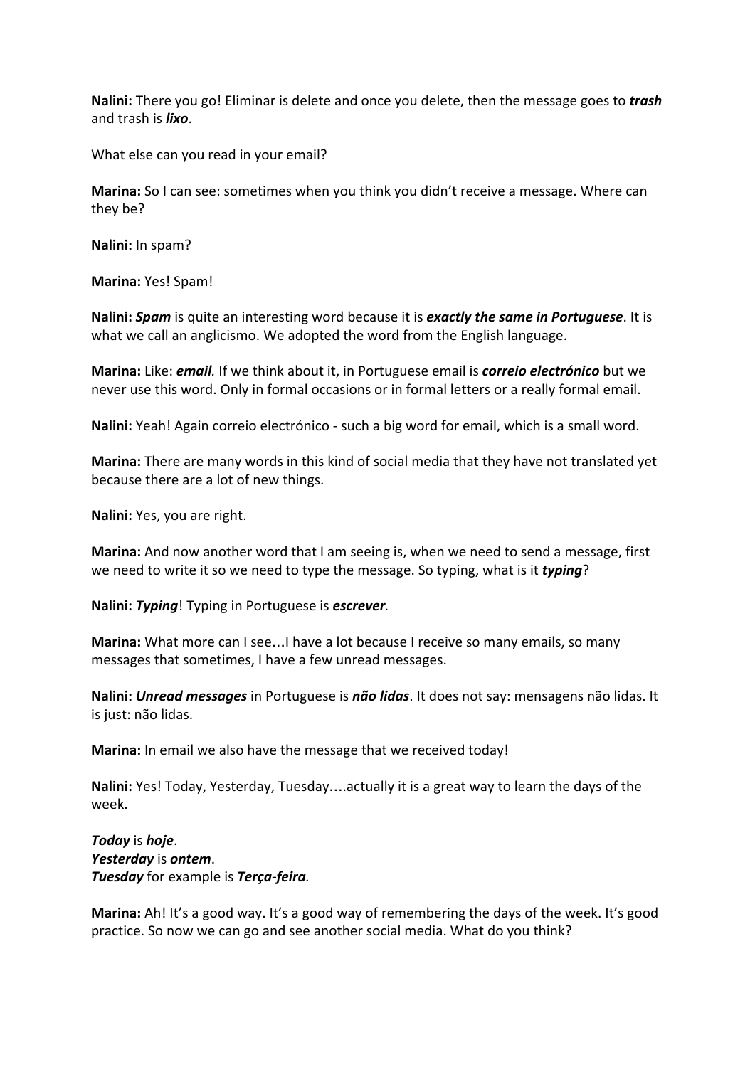**Nalini:** There you go! Eliminar is delete and once you delete, then the message goes to ***trash*** and trash is ***lixo***.

What else can you read in your email?

**Marina:** So I can see: sometimes when you think you didn't receive a message. Where can they be?

**Nalini:** In spam?

**Marina:** Yes! Spam!

**Nalini:** ***Spam*** is quite an interesting word because it is ***exactly the same in Portuguese***. It is what we call an anglicismo. We adopted the word from the English language.

**Marina:** Like: ***email****.* If we think about it, in Portuguese email is ***correio electrónico*** but we never use this word. Only in formal occasions or in formal letters or a really formal email.

**Nalini:** Yeah! Again correio electrónico - such a big word for email, which is a small word.

**Marina:** There are many words in this kind of social media that they have not translated yet because there are a lot of new things.

**Nalini:** Yes, you are right.

**Marina:** And now another word that I am seeing is, when we need to send a message, first we need to write it so we need to type the message. So typing, what is it ***typing***?

**Nalini:** ***Typing***! Typing in Portuguese is ***escrever****.*

**Marina:** What more can I see…I have a lot because I receive so many emails, so many messages that sometimes, I have a few unread messages.

**Nalini:** ***Unread messages*** in Portuguese is ***não lidas***. It does not say: mensagens não lidas. It is just: não lidas.

**Marina:** In email we also have the message that we received today!

**Nalini:** Yes! Today, Yesterday, Tuesday….actually it is a great way to learn the days of the week.

***Today*** is ***hoje***.
***Yesterday*** is ***ontem***.
***Tuesday*** for example is ***Terça-feira****.*

**Marina:** Ah! It's a good way. It's a good way of remembering the days of the week. It's good practice. So now we can go and see another social media. What do you think?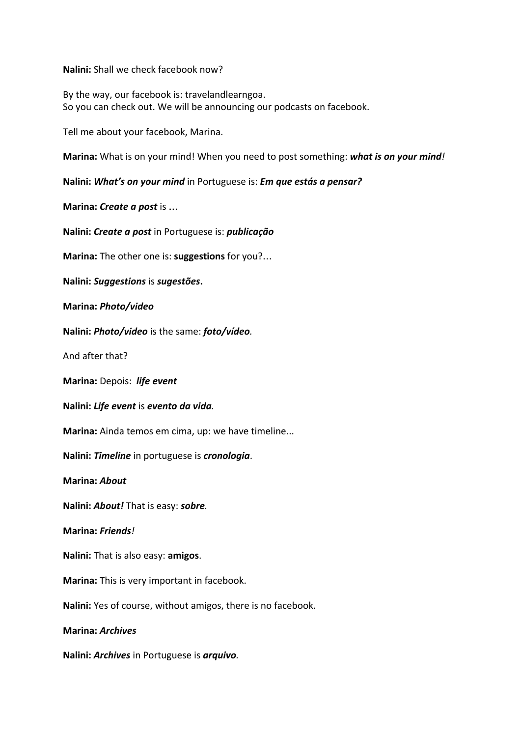**Nalini:** Shall we check facebook now?

By the way, our facebook is: travelandlearngoa.
So you can check out. We will be announcing our podcasts on facebook.

Tell me about your facebook, Marina.

**Marina:** What is on your mind! When you need to post something: ***what is on your mind***!

**Nalini:** ***What's on your mind*** in Portuguese is: ***Em que estás a pensar?***

**Marina:** ***Create a post*** is …

**Nalini:** ***Create a post*** in Portuguese is: ***publicação***

**Marina:** The other one is: **suggestions** for you?…

**Nalini:** ***Suggestions*** is ***sugestões*.**

**Marina:** ***Photo/video***

**Nalini:** ***Photo/video*** is the same: ***foto/vídeo***.

And after that?

**Marina:** Depois: ***life event***

**Nalini:** ***Life event*** is ***evento da vida***.

**Marina:** Ainda temos em cima, up: we have timeline...

**Nalini:** ***Timeline*** in portuguese is ***cronologia***.

**Marina:** ***About***

**Nalini:** ***About!*** That is easy: ***sobre***.

**Marina:** ***Friends***!

**Nalini:** That is also easy: **amigos**.

**Marina:** This is very important in facebook.

**Nalini:** Yes of course, without amigos, there is no facebook.

**Marina:** ***Archives***

**Nalini:** ***Archives*** in Portuguese is ***arquivo***.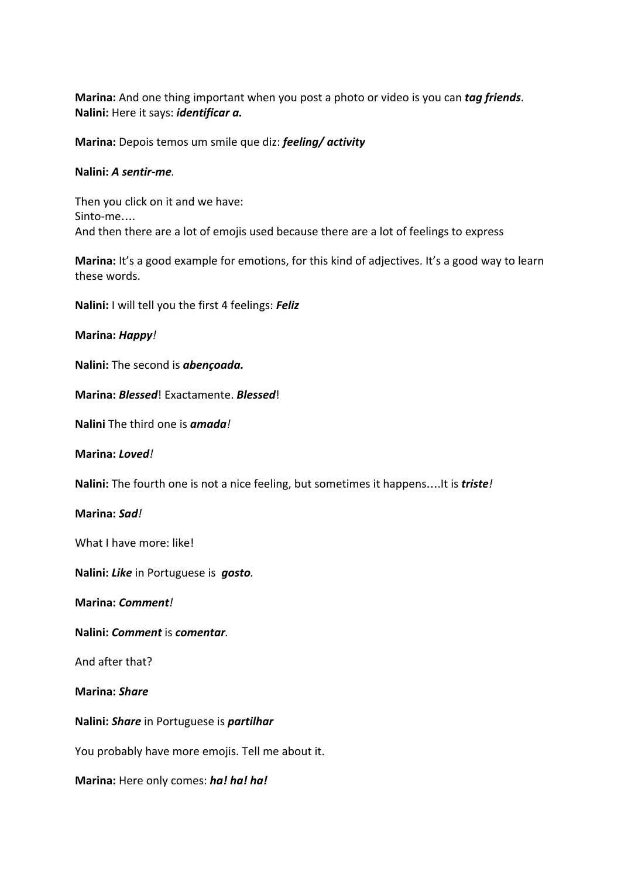**Marina:** And one thing important when you post a photo or video is you can ***tag friends***.
**Nalini:** Here it says: ***identificar a.***

**Marina:** Depois temos um smile que diz: ***feeling/ activity***

**Nalini:** ***A sentir-me***.

Then you click on it and we have:
Sinto-me….
And then there are a lot of emojis used because there are a lot of feelings to express

**Marina:** It's a good example for emotions, for this kind of adjectives. It's a good way to learn these words.

**Nalini:** I will tell you the first 4 feelings: ***Feliz***

**Marina:** ***Happy***!

**Nalini:** The second is ***abençoada.***

**Marina:** ***Blessed***! Exactamente. ***Blessed***!

**Nalini** The third one is ***amada***!

**Marina:** ***Loved***!

**Nalini:** The fourth one is not a nice feeling, but sometimes it happens….It is ***triste***!

**Marina:** ***Sad***!

What I have more: like!

**Nalini:** ***Like*** in Portuguese is ***gosto***.

**Marina:** ***Comment***!

**Nalini:** ***Comment*** is ***comentar***.

And after that?

**Marina:** ***Share***

**Nalini:** ***Share*** in Portuguese is ***partilhar***

You probably have more emojis. Tell me about it.

**Marina:** Here only comes: ***ha! ha! ha!***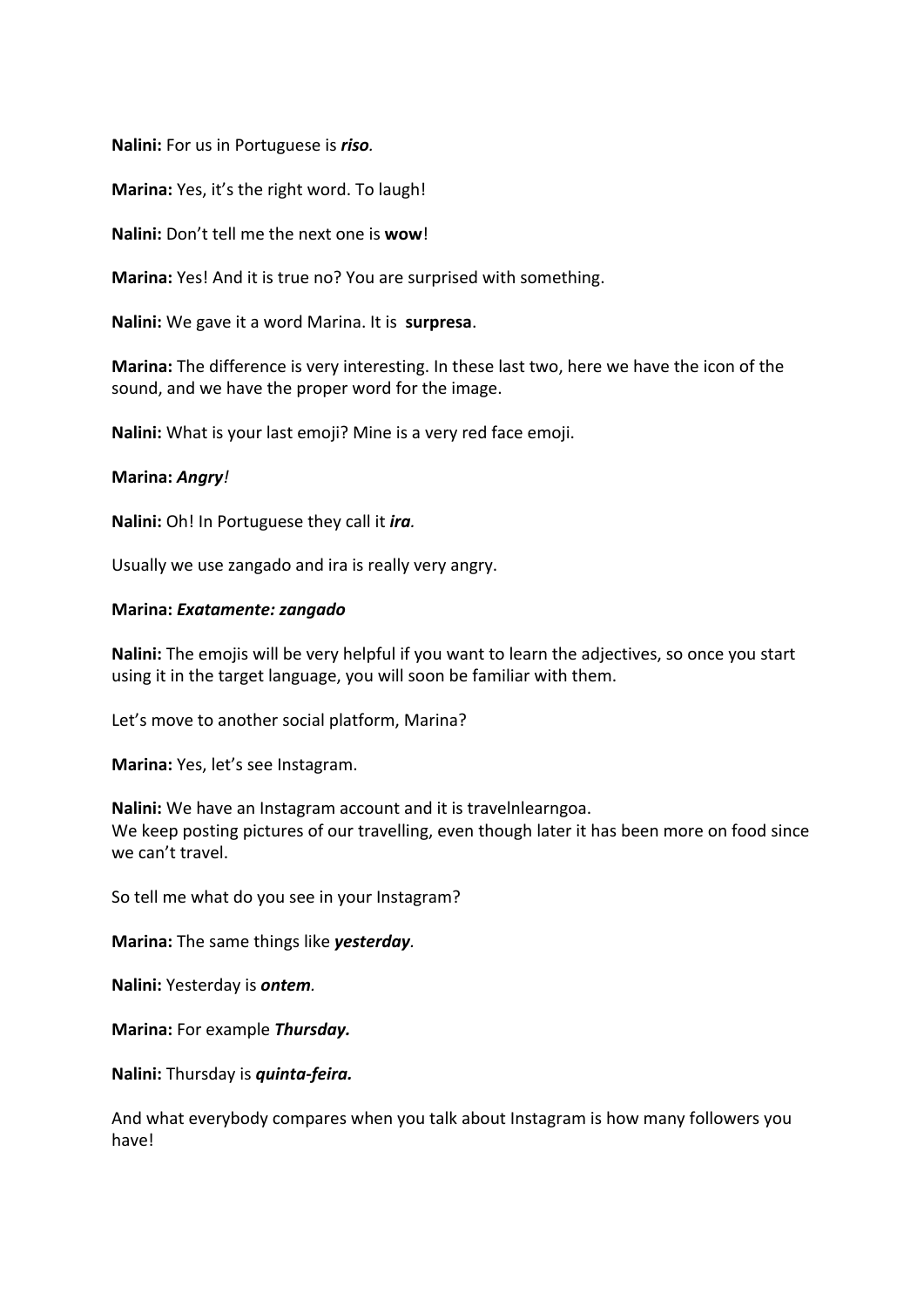**Nalini:** For us in Portuguese is ***riso****.*

**Marina:** Yes, it's the right word. To laugh!

**Nalini:** Don't tell me the next one is **wow**!

**Marina:** Yes! And it is true no? You are surprised with something.

**Nalini:** We gave it a word Marina. It is **surpresa**.

**Marina:** The difference is very interesting. In these last two, here we have the icon of the sound, and we have the proper word for the image.

**Nalini:** What is your last emoji? Mine is a very red face emoji.

**Marina:** ***Angry****!*

**Nalini:** Oh! In Portuguese they call it ***ira****.*

Usually we use zangado and ira is really very angry.

**Marina:** ***Exatamente: zangado***

**Nalini:** The emojis will be very helpful if you want to learn the adjectives, so once you start using it in the target language, you will soon be familiar with them.

Let's move to another social platform, Marina?

**Marina:** Yes, let's see Instagram.

**Nalini:** We have an Instagram account and it is travelnlearngoa.
We keep posting pictures of our travelling, even though later it has been more on food since we can't travel.

So tell me what do you see in your Instagram?

**Marina:** The same things like ***yesterday****.*

**Nalini:** Yesterday is ***ontem****.*

**Marina:** For example ***Thursday.***

**Nalini:** Thursday is ***quinta-feira.***

And what everybody compares when you talk about Instagram is how many followers you have!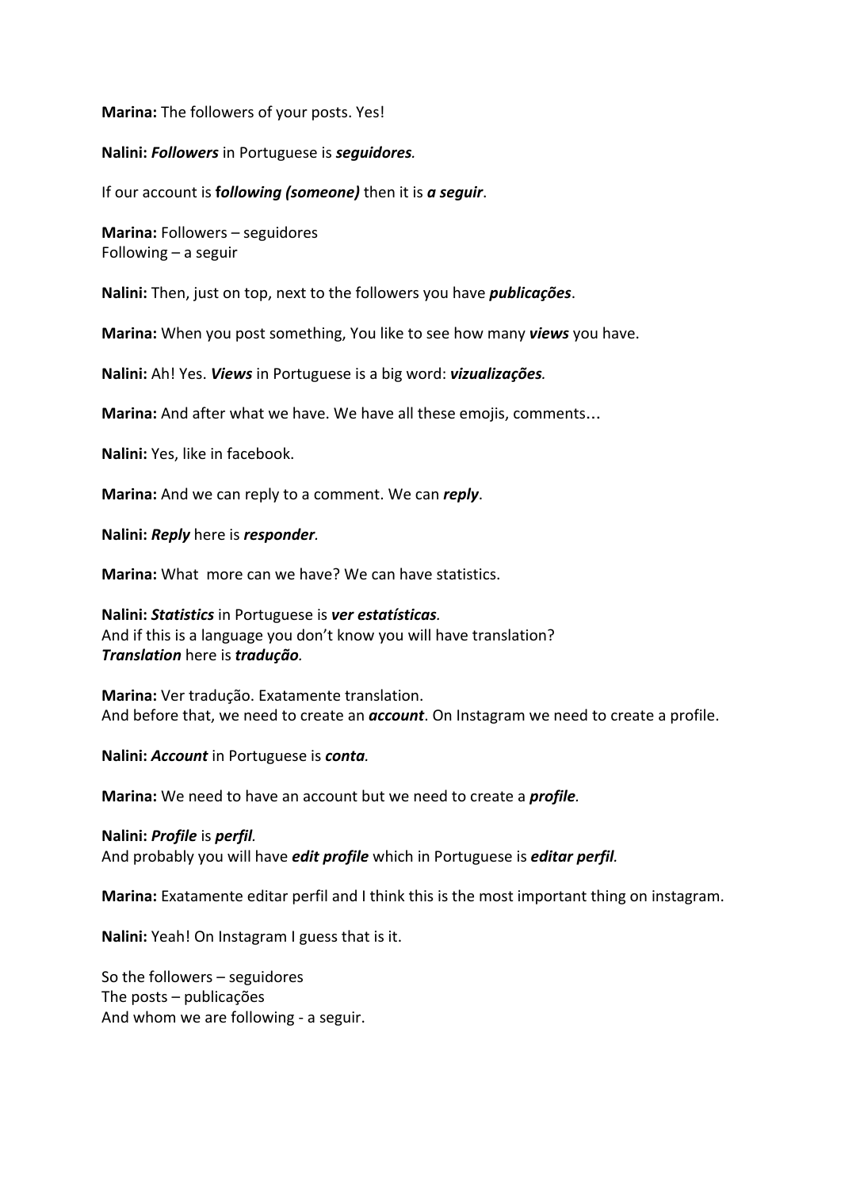**Marina:** The followers of your posts. Yes!

**Nalini:** ***Followers*** in Portuguese is ***seguidores****.*

If our account is **f*ollowing (someone)*** then it is ***a seguir***.

**Marina:** Followers – seguidores
Following – a seguir

**Nalini:** Then, just on top, next to the followers you have ***publicações***.

**Marina:** When you post something, You like to see how many ***views*** you have.

**Nalini:** Ah! Yes. ***Views*** in Portuguese is a big word: ***vizualizações****.*

**Marina:** And after what we have. We have all these emojis, comments…

**Nalini:** Yes, like in facebook.

**Marina:** And we can reply to a comment. We can ***reply***.

**Nalini:** ***Reply*** here is ***responder****.*

**Marina:** What  more can we have? We can have statistics.

**Nalini:** ***Statistics*** in Portuguese is ***ver estatísticas****.*
And if this is a language you don't know you will have translation?
***Translation*** here is ***tradução****.*

**Marina:** Ver tradução. Exatamente translation.
And before that, we need to create an ***account***. On Instagram we need to create a profile.

**Nalini:** ***Account*** in Portuguese is ***conta****.*

**Marina:** We need to have an account but we need to create a ***profile****.*

**Nalini:** ***Profile*** is ***perfil****.*
And probably you will have ***edit profile*** which in Portuguese is ***editar perfil****.*

**Marina:** Exatamente editar perfil and I think this is the most important thing on instagram.

**Nalini:** Yeah! On Instagram I guess that is it.

So the followers – seguidores
The posts – publicações
And whom we are following - a seguir.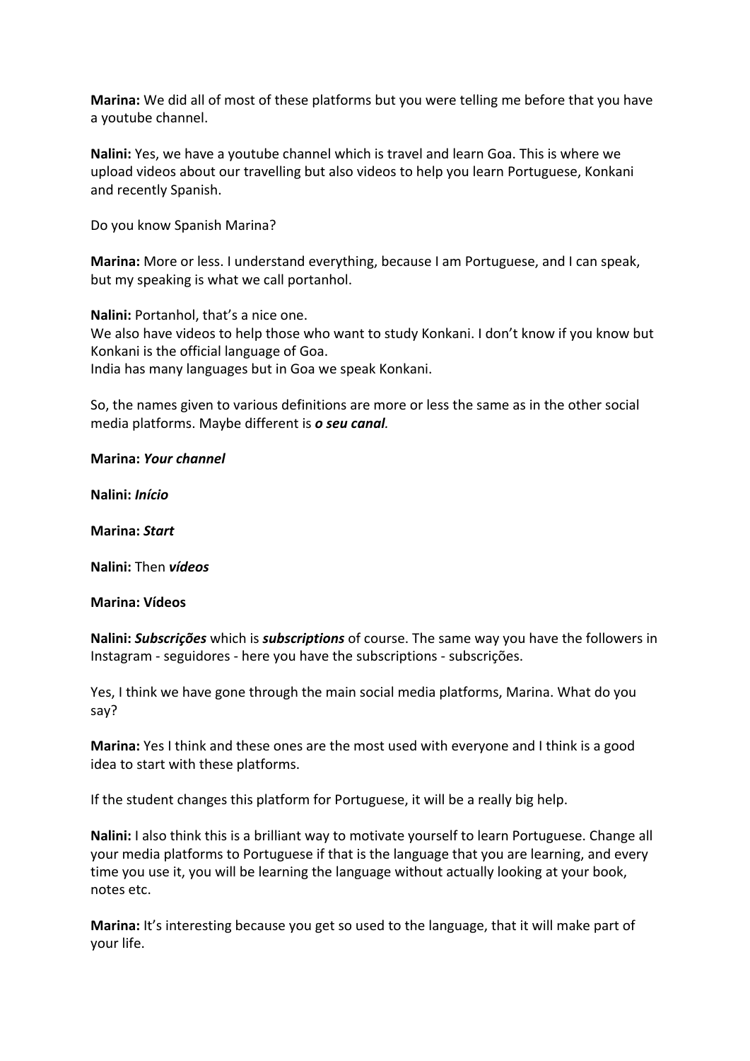**Marina:** We did all of most of these platforms but you were telling me before that you have a youtube channel.

**Nalini:** Yes, we have a youtube channel which is travel and learn Goa. This is where we upload videos about our travelling but also videos to help you learn Portuguese, Konkani and recently Spanish.

Do you know Spanish Marina?

**Marina:** More or less. I understand everything, because I am Portuguese, and I can speak, but my speaking is what we call portanhol.

**Nalini:** Portanhol, that's a nice one.
We also have videos to help those who want to study Konkani. I don't know if you know but Konkani is the official language of Goa.
India has many languages but in Goa we speak Konkani.

So, the names given to various definitions are more or less the same as in the other social media platforms. Maybe different is ***o seu canal.***

**Marina:** ***Your channel***

**Nalini:** ***Início***

**Marina:** ***Start***

**Nalini:** Then ***vídeos***

**Marina: Vídeos**

**Nalini:** ***Subscrições*** which is ***subscriptions*** of course. The same way you have the followers in Instagram - seguidores - here you have the subscriptions - subscrições.

Yes, I think we have gone through the main social media platforms, Marina. What do you say?

**Marina:** Yes I think and these ones are the most used with everyone and I think is a good idea to start with these platforms.

If the student changes this platform for Portuguese, it will be a really big help.

**Nalini:** I also think this is a brilliant way to motivate yourself to learn Portuguese. Change all your media platforms to Portuguese if that is the language that you are learning, and every time you use it, you will be learning the language without actually looking at your book, notes etc.

**Marina:** It's interesting because you get so used to the language, that it will make part of your life.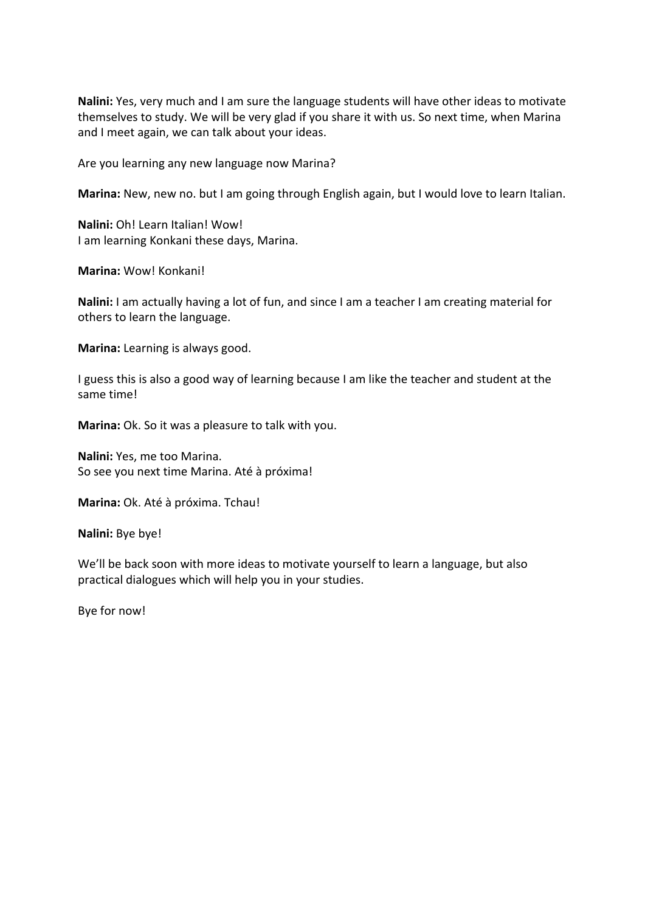**Nalini:** Yes, very much and I am sure the language students will have other ideas to motivate themselves to study. We will be very glad if you share it with us. So next time, when Marina and I meet again, we can talk about your ideas.

Are you learning any new language now Marina?

**Marina:** New, new no. but I am going through English again, but I would love to learn Italian.

**Nalini:** Oh! Learn Italian! Wow!
I am learning Konkani these days, Marina.

**Marina:** Wow! Konkani!

**Nalini:** I am actually having a lot of fun, and since I am a teacher I am creating material for others to learn the language.

**Marina:** Learning is always good.

I guess this is also a good way of learning because I am like the teacher and student at the same time!

**Marina:** Ok. So it was a pleasure to talk with you.

**Nalini:** Yes, me too Marina.
So see you next time Marina. Até à próxima!

**Marina:** Ok. Até à próxima. Tchau!

**Nalini:** Bye bye!

We'll be back soon with more ideas to motivate yourself to learn a language, but also practical dialogues which will help you in your studies.

Bye for now!